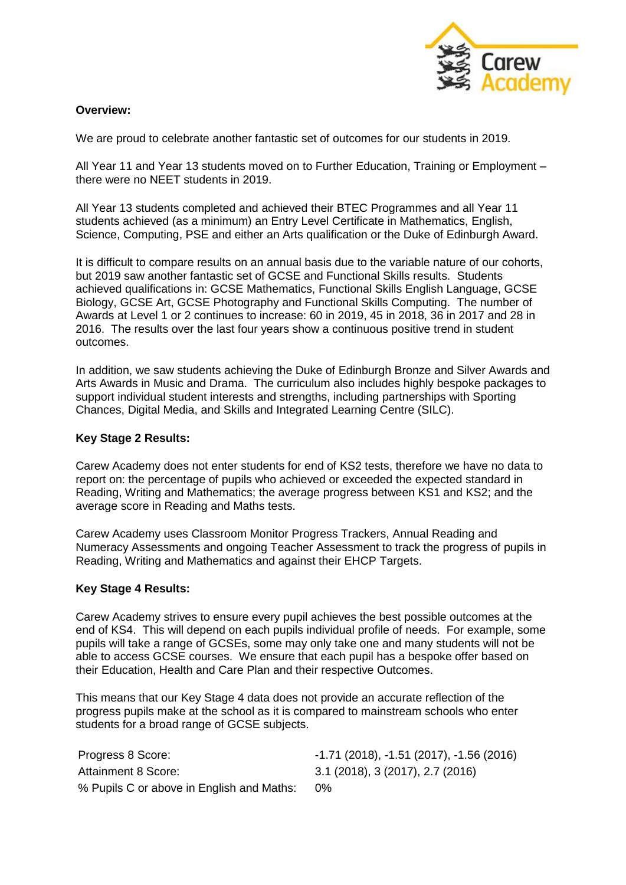**Overview:**

We are proud to celebrate another fantastic set of outcomes for our students in 2019.

All Year 11 and Year 13 students moved on to Further Education, Training or Employment – there were no NEET students in 2019.

All Year 13 students completed and achieved their BTEC Programmes and all Year 11 students achieved (as a minimum) an Entry Level Certificate in Mathematics, English, Science, Computing, PSE and either an Arts qualification or the Duke of Edinburgh Award.

It is difficult to compare results on an annual basis due to the variable nature of our cohorts, but 2019 saw another fantastic set of GCSE and Functional Skills results. Students achieved qualifications in: GCSE Mathematics, Functional Skills English Language, GCSE Biology, GCSE Art, GCSE Photography and Functional Skills Computing. The number of Awards at Level 1 or 2 continues to increase: 60 in 2019, 45 in 2018, 36 in 2017 and 28 in 2016. The results over the last four years show a continuous positive trend in student outcomes.

In addition, we saw students achieving the Duke of Edinburgh Bronze and Silver Awards and Arts Awards in Music and Drama. The curriculum also includes highly bespoke packages to support individual student interests and strengths, including partnerships with Sporting Chances, Digital Media, and Skills and Integrated Learning Centre (SILC).

**Key Stage 2 Results:**

Carew Academy does not enter students for end of KS2 tests, therefore we have no data to report on: the percentage of pupils who achieved or exceeded the expected standard in Reading, Writing and Mathematics; the average progress between KS1 and KS2; and the average score in Reading and Maths tests.

Carew Academy uses Classroom Monitor Progress Trackers, Annual Reading and Numeracy Assessments and ongoing Teacher Assessment to track the progress of pupils in Reading, Writing and Mathematics and against their EHCP Targets.

**Key Stage 4 Results:**

Carew Academy strives to ensure every pupil achieves the best possible outcomes at the end of KS4. This will depend on each pupils individual profile of needs. For example, some pupils will take a range of GCSEs, some may only take one and many students will not be able to access GCSE courses. We ensure that each pupil has a bespoke offer based on their Education, Health and Care Plan and their respective Outcomes.

This means that our Key Stage 4 data does not provide an accurate reflection of the progress pupils make at the school as it is compared to mainstream schools who enter students for a broad range of GCSE subjects.

| | |
|---|---|
| Progress 8 Score: | -1.71 (2018), -1.51 (2017), -1.56 (2016) |
| Attainment 8 Score: | 3.1 (2018), 3 (2017), 2.7 (2016) |
| % Pupils C or above in English and Maths: | 0% |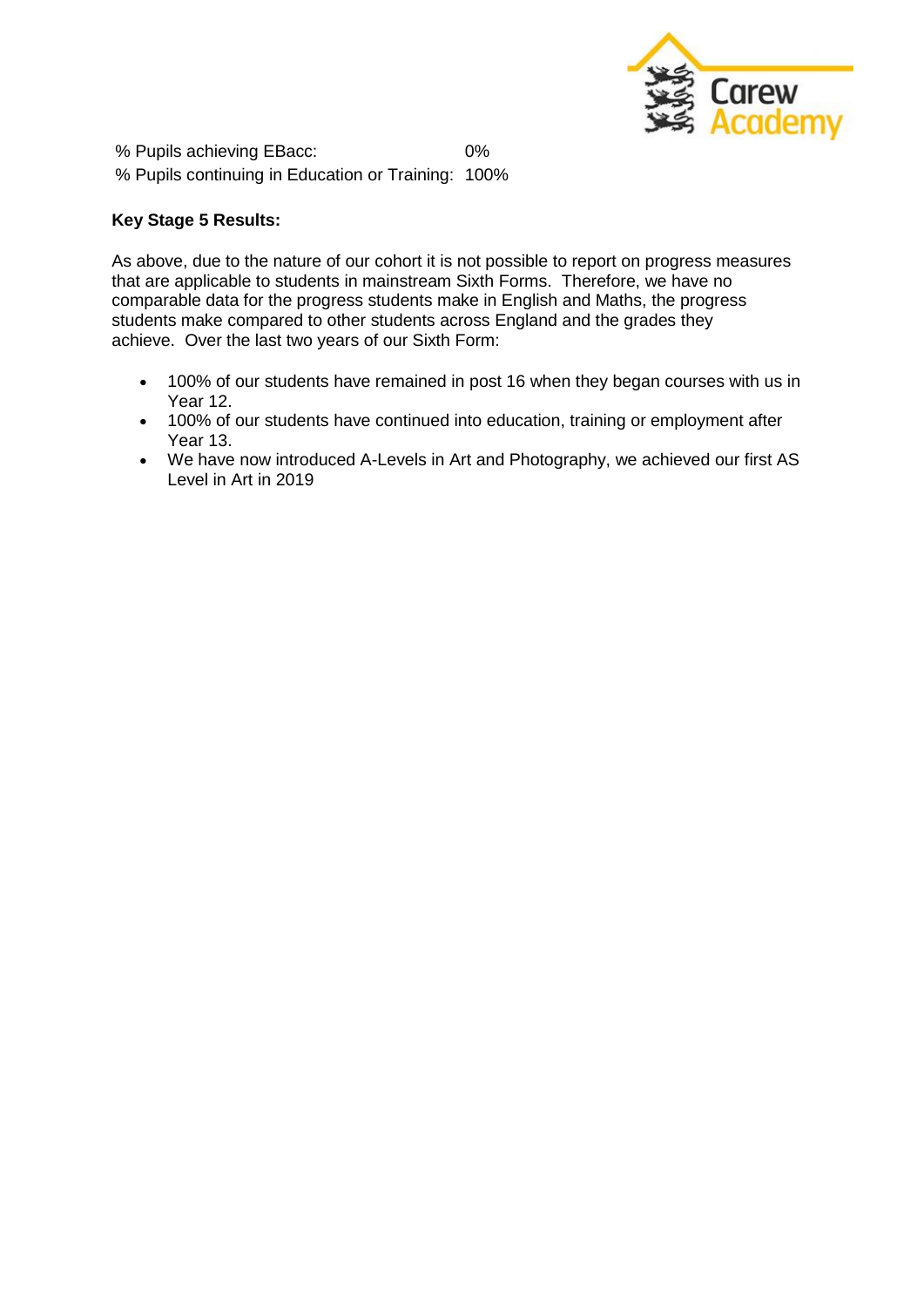% Pupils achieving EBacc: 0%
% Pupils continuing in Education or Training: 100%

**Key Stage 5 Results:**

As above, due to the nature of our cohort it is not possible to report on progress measures that are applicable to students in mainstream Sixth Forms. Therefore, we have no comparable data for the progress students make in English and Maths, the progress students make compared to other students across England and the grades they achieve. Over the last two years of our Sixth Form:

- 100% of our students have remained in post 16 when they began courses with us in Year 12.
- 100% of our students have continued into education, training or employment after Year 13.
- We have now introduced A-Levels in Art and Photography, we achieved our first AS Level in Art in 2019